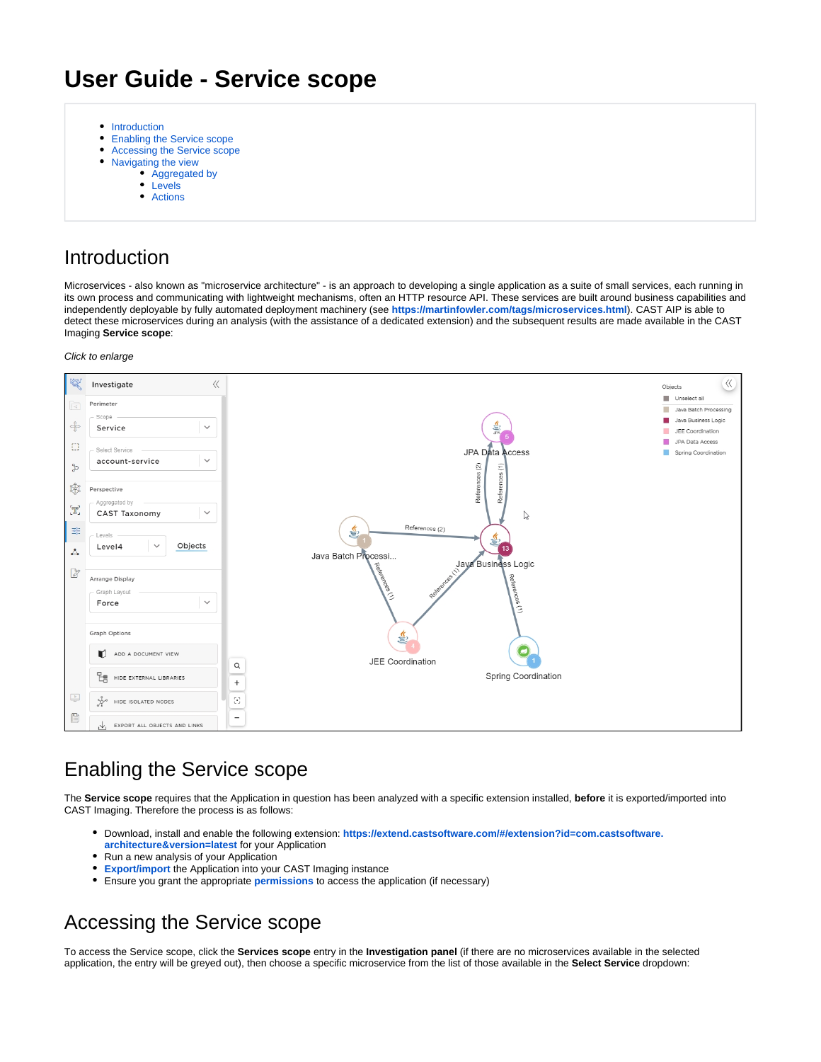# User Guide - Service scope

- Introduction
- Enabling the Service scope
- Accessing the Service scope
- Navigating the view
  - Aggregated by
  - Levels
  - Actions

## Introduction

Microservices - also known as "microservice architecture" - is an approach to developing a single application as a suite of small services, each running in its own process and communicating with lightweight mechanisms, often an HTTP resource API. These services are built around business capabilities and independently deployable by fully automated deployment machinery (see **https://martinfowler.com/tags/microservices.html**). CAST AIP is able to detect these microservices during an analysis (with the assistance of a dedicated extension) and the subsequent results are made available in the CAST Imaging **Service scope**:

*Click to enlarge*

## Enabling the Service scope

The **Service scope** requires that the Application in question has been analyzed with a specific extension installed, **before** it is exported/imported into CAST Imaging. Therefore the process is as follows:

- Download, install and enable the following extension: **https://extend.castsoftware.com/#/extension?id=com.castsoftware.architecture&version=latest** for your Application
- Run a new analysis of your Application
- **Export/import** the Application into your CAST Imaging instance
- Ensure you grant the appropriate **permissions** to access the application (if necessary)

## Accessing the Service scope

To access the Service scope, click the **Services scope** entry in the **Investigation panel** (if there are no microservices available in the selected application, the entry will be greyed out), then choose a specific microservice from the list of those available in the **Select Service** dropdown: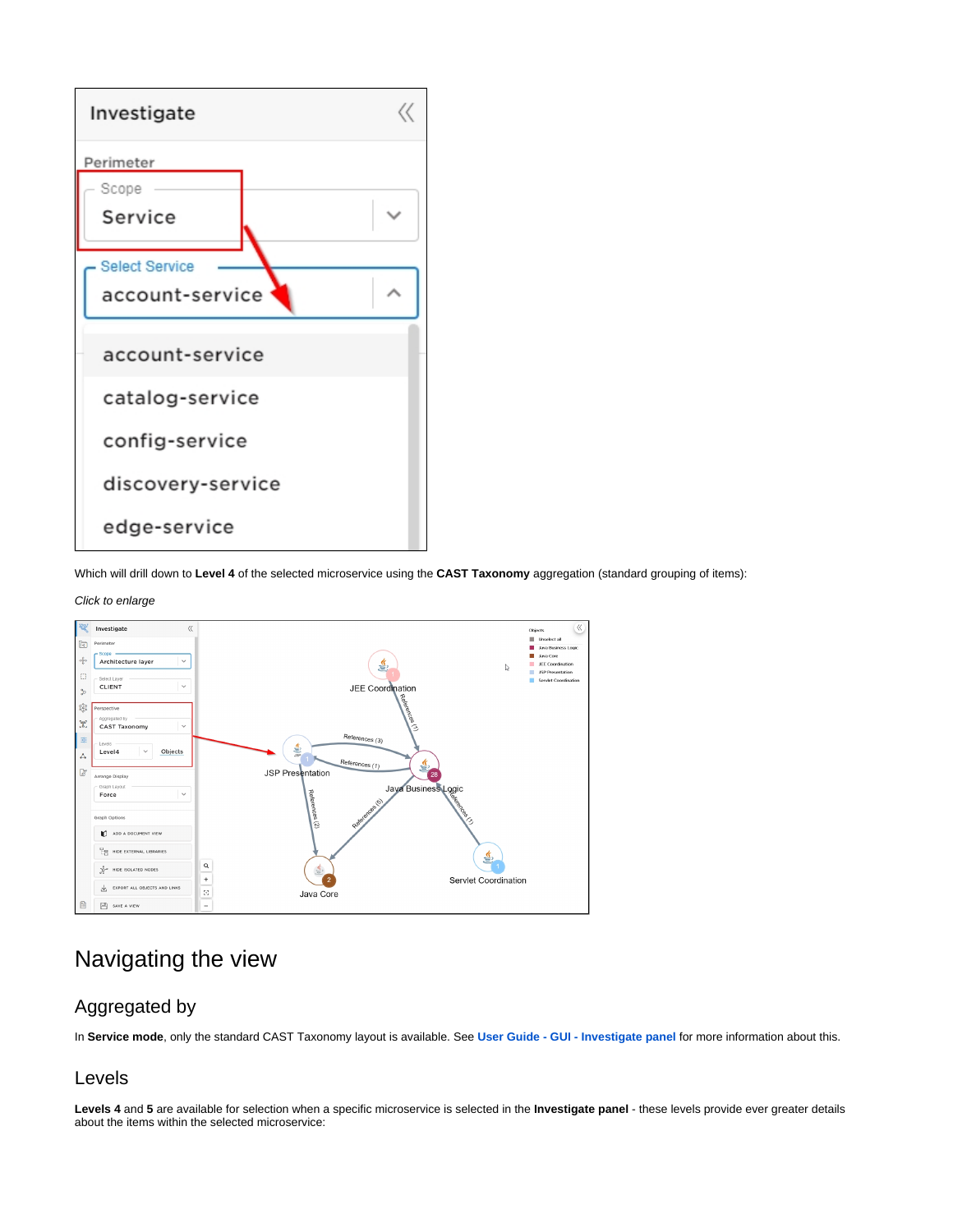Which will drill down to **Level 4** of the selected microservice using the **CAST Taxonomy** aggregation (standard grouping of items):

*Click to enlarge*

# Navigating the view

## Aggregated by

In **Service mode**, only the standard CAST Taxonomy layout is available. See **User Guide - GUI - Investigate panel** for more information about this.

## Levels

**Levels 4** and **5** are available for selection when a specific microservice is selected in the **Investigate panel** - these levels provide ever greater details about the items within the selected microservice: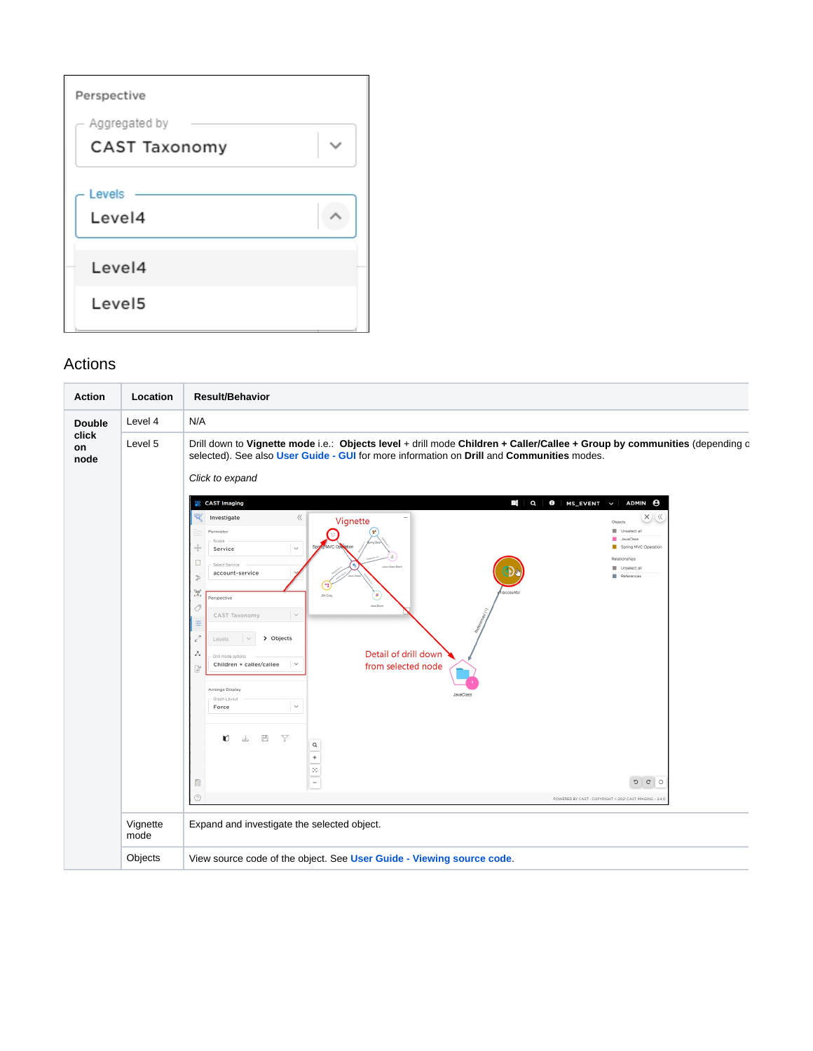## Actions

| Action | Location | Result/Behavior |
|---|---|---|
| **Double click on node** | Level 4 | N/A |
| | Level 5 | Drill down to **Vignette mode** i.e.: **Objects level** + drill mode **Children + Caller/Callee + Group by communities** (depending o selected). See also **User Guide - GUI** for more information on **Drill** and **Communities** modes. *Click to expand* |
| | Vignette mode | Expand and investigate the selected object. |
| | Objects | View source code of the object. See **User Guide - Viewing source code**. |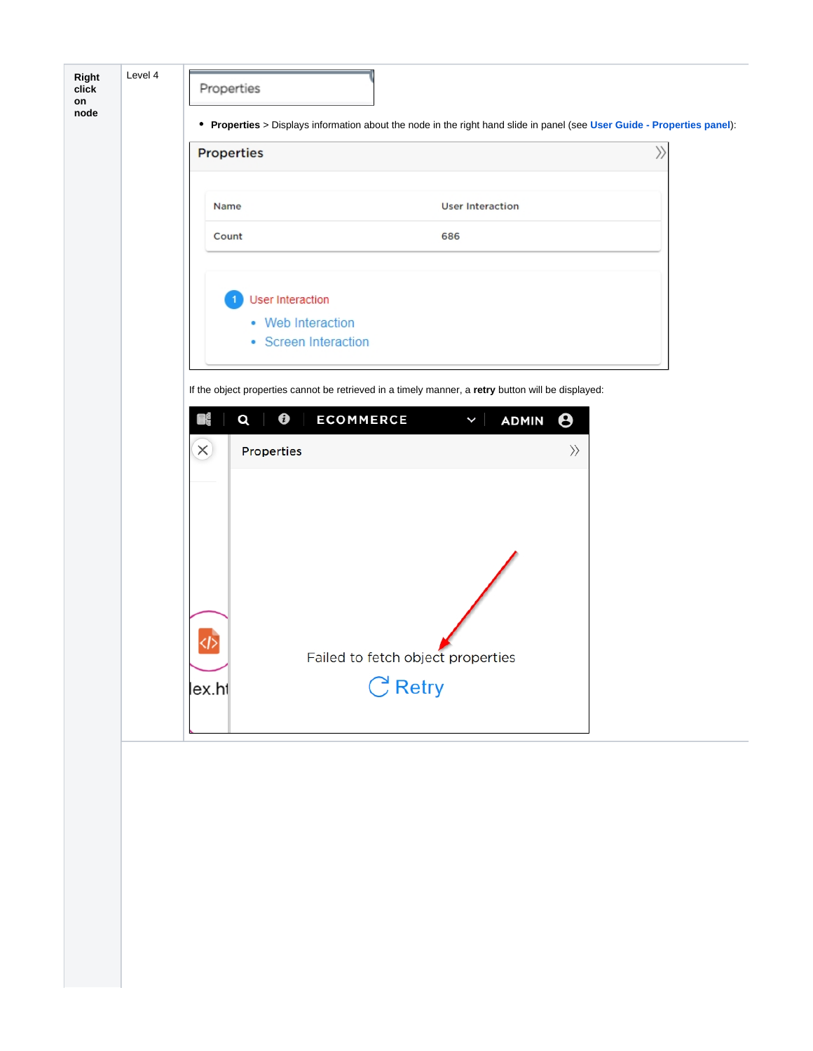| | | |
|---|---|---|
| **Right click on node** | Level 4 | Properties<br><br>• **Properties** > Displays information about the node in the right hand slide in panel (see **User Guide - Properties panel**):<br><br>Properties<br><br>Name: User Interaction<br>Count: 686<br><br>1 User Interaction<br>• Web Interaction<br>• Screen Interaction<br><br>If the object properties cannot be retrieved in a timely manner, a **retry** button will be displayed:<br><br>ECOMMERCE ADMIN<br>Properties<br>Failed to fetch object properties<br>Retry |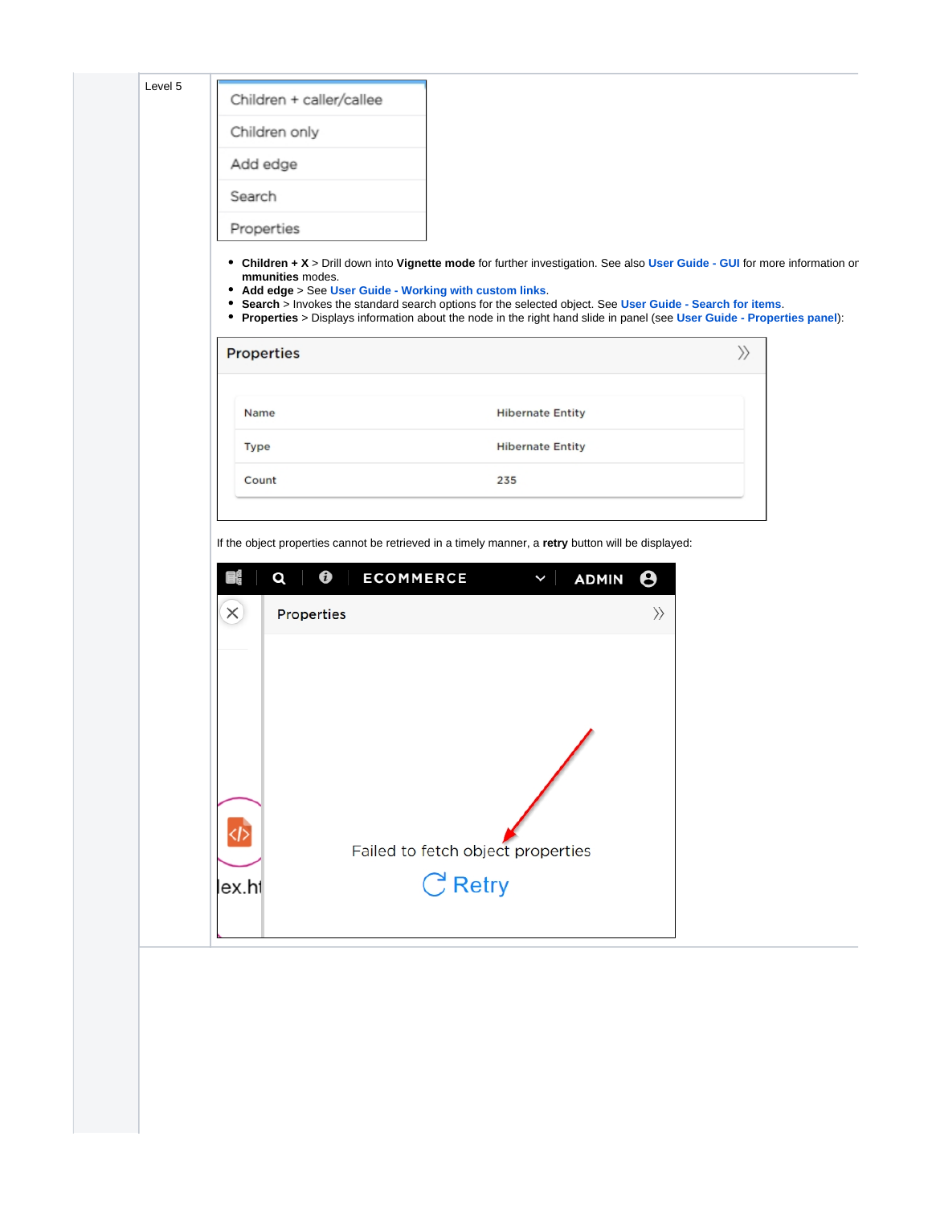Level 5

- **Children + X** > Drill down into **Vignette mode** for further investigation. See also **User Guide - GUI** for more information or **mmunities** modes.
- **Add edge** > See **User Guide - Working with custom links**.
- **Search** > Invokes the standard search options for the selected object. See **User Guide - Search for items**.
- **Properties** > Displays information about the node in the right hand slide in panel (see **User Guide - Properties panel**):

If the object properties cannot be retrieved in a timely manner, a **retry** button will be displayed: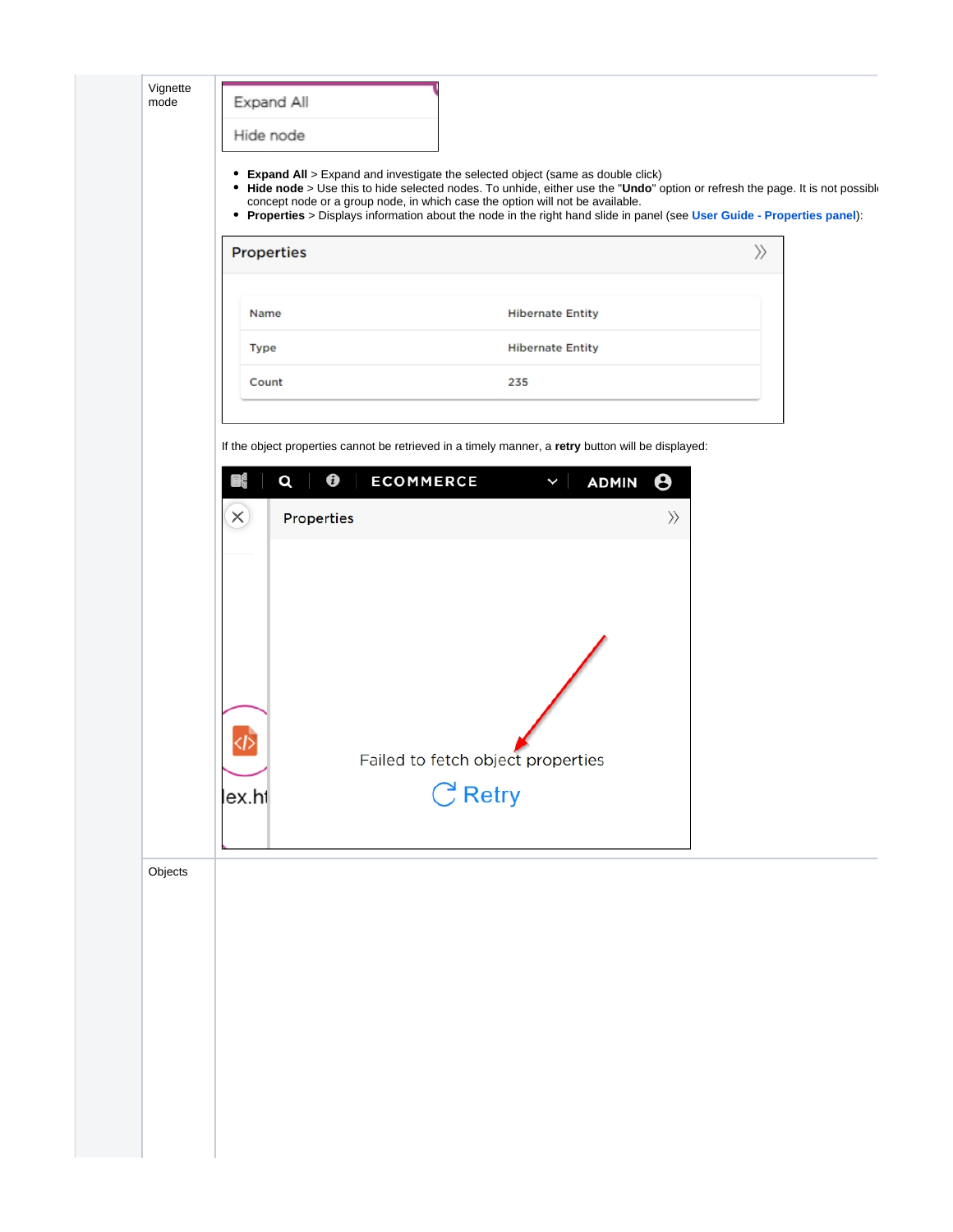| | |
|---|---|
| Vignette mode | Expand All<br>Hide node<br><br>- **Expand All** > Expand and investigate the selected object (same as double click)<br>- **Hide node** > Use this to hide selected nodes. To unhide, either use the "**Undo**" option or refresh the page. It is not possibl concept node or a group node, in which case the option will not be available.<br>- **Properties** > Displays information about the node in the right hand slide in panel (see **User Guide - Properties panel**):<br><br>Properties<br><br>Name: Hibernate Entity<br>Type: Hibernate Entity<br>Count: 235<br><br>If the object properties cannot be retrieved in a timely manner, a **retry** button will be displayed:<br><br>ECOMMERCE ADMIN<br>Properties<br>Failed to fetch object properties<br>Retry |
| Objects | |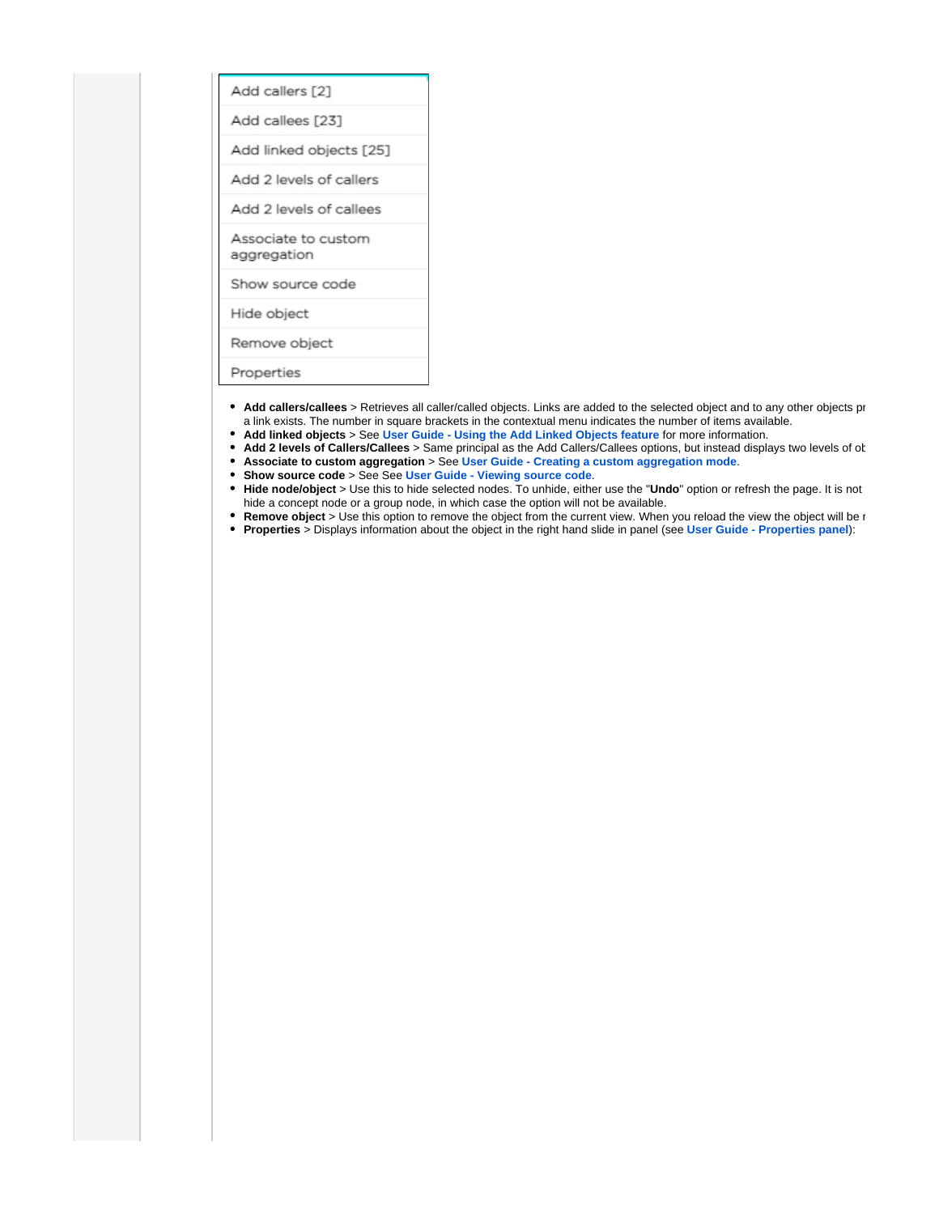Add callers [2]

Add callees [23]

Add linked objects [25]

Add 2 levels of callers

Add 2 levels of callees

Associate to custom aggregation

Show source code

Hide object

Remove object

Properties

- **Add callers/callees** > Retrieves all caller/called objects. Links are added to the selected object and to any other objects pr a link exists. The number in square brackets in the contextual menu indicates the number of items available.
- **Add linked objects** > See **User Guide - Using the Add Linked Objects feature** for more information.
- **Add 2 levels of Callers/Callees** > Same principal as the Add Callers/Callees options, but instead displays two levels of ob
- **Associate to custom aggregation** > See **User Guide - Creating a custom aggregation mode**.
- **Show source code** > See See **User Guide - Viewing source code**.
- **Hide node/object** > Use this to hide selected nodes. To unhide, either use the "**Undo**" option or refresh the page. It is not hide a concept node or a group node, in which case the option will not be available.
- **Remove object** > Use this option to remove the object from the current view. When you reload the view the object will be r
- **Properties** > Displays information about the object in the right hand slide in panel (see **User Guide - Properties panel**):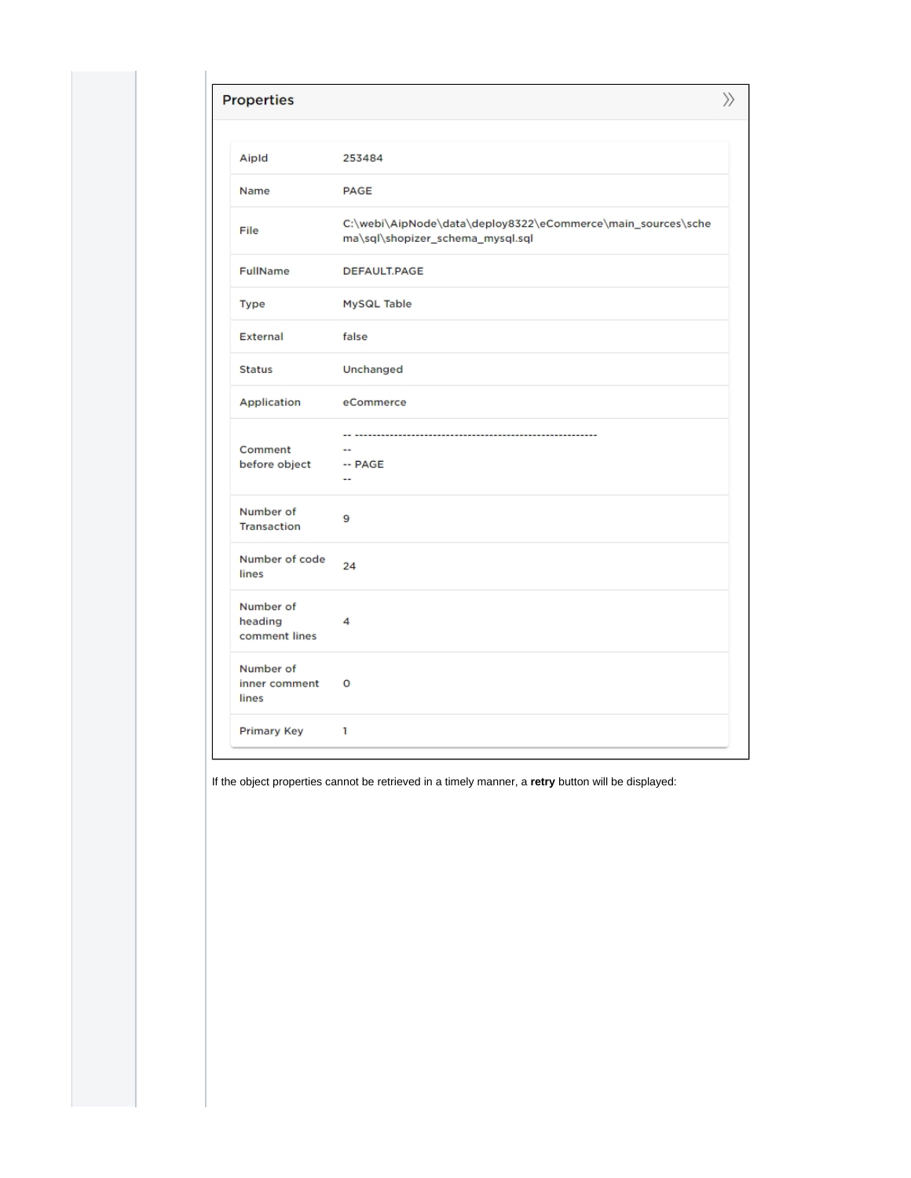## Properties

| | |
|---|---|
| AipId | 253484 |
| Name | PAGE |
| File | C:\webi\AipNode\data\deploy8322\eCommerce\main_sources\schema\sql\shopizer_schema_mysql.sql |
| FullName | DEFAULT.PAGE |
| Type | MySQL Table |
| External | false |
| Status | Unchanged |
| Application | eCommerce |
| Comment before object | -- -------------------------------------------------------- <br> -- <br> -- PAGE <br> -- |
| Number of Transaction | 9 |
| Number of code lines | 24 |
| Number of heading comment lines | 4 |
| Number of inner comment lines | 0 |
| Primary Key | 1 |

If the object properties cannot be retrieved in a timely manner, a **retry** button will be displayed: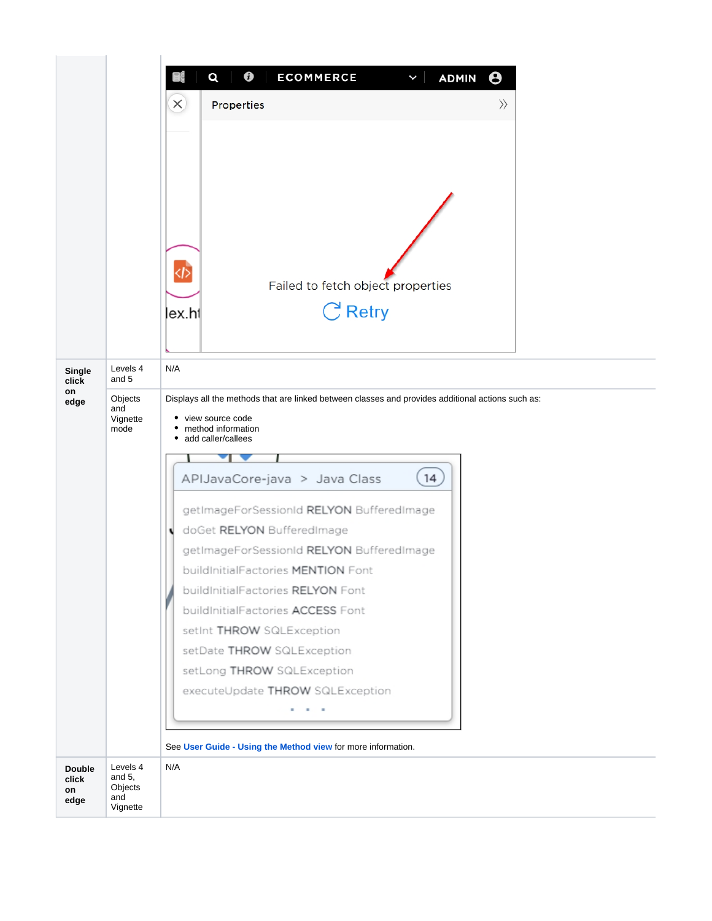| | | |
|---|---|---|
| | | |
| **Single click on edge** | Levels 4 and 5 | N/A |
| | Objects and Vignette mode | Displays all the methods that are linked between classes and provides additional actions such as:<br>• view source code<br>• method information<br>• add caller/callees<br><br>See User Guide - Using the Method view for more information. |
| **Double click on edge** | Levels 4 and 5, Objects and Vignette | N/A |